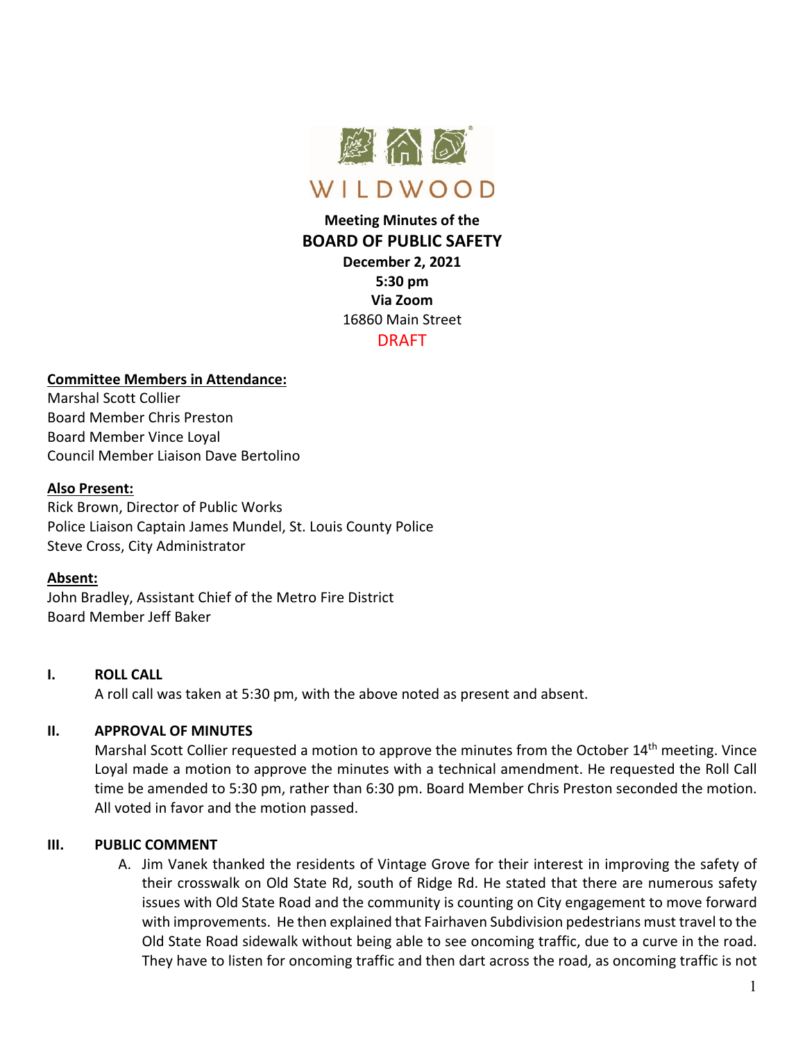WILDWOOD

**Meeting Minutes of the**
**BOARD OF PUBLIC SAFETY**
**December 2, 2021**
**5:30 pm**
**Via Zoom**
16860 Main Street
DRAFT

**Committee Members in Attendance:**
Marshal Scott Collier
Board Member Chris Preston
Board Member Vince Loyal
Council Member Liaison Dave Bertolino

**Also Present:**
Rick Brown, Director of Public Works
Police Liaison Captain James Mundel, St. Louis County Police
Steve Cross, City Administrator

**Absent:**
John Bradley, Assistant Chief of the Metro Fire District
Board Member Jeff Baker

## I. ROLL CALL

A roll call was taken at 5:30 pm, with the above noted as present and absent.

## II. APPROVAL OF MINUTES

Marshal Scott Collier requested a motion to approve the minutes from the October 14th meeting. Vince Loyal made a motion to approve the minutes with a technical amendment. He requested the Roll Call time be amended to 5:30 pm, rather than 6:30 pm. Board Member Chris Preston seconded the motion. All voted in favor and the motion passed.

## III. PUBLIC COMMENT

A. Jim Vanek thanked the residents of Vintage Grove for their interest in improving the safety of their crosswalk on Old State Rd, south of Ridge Rd. He stated that there are numerous safety issues with Old State Road and the community is counting on City engagement to move forward with improvements. He then explained that Fairhaven Subdivision pedestrians must travel to the Old State Road sidewalk without being able to see oncoming traffic, due to a curve in the road. They have to listen for oncoming traffic and then dart across the road, as oncoming traffic is not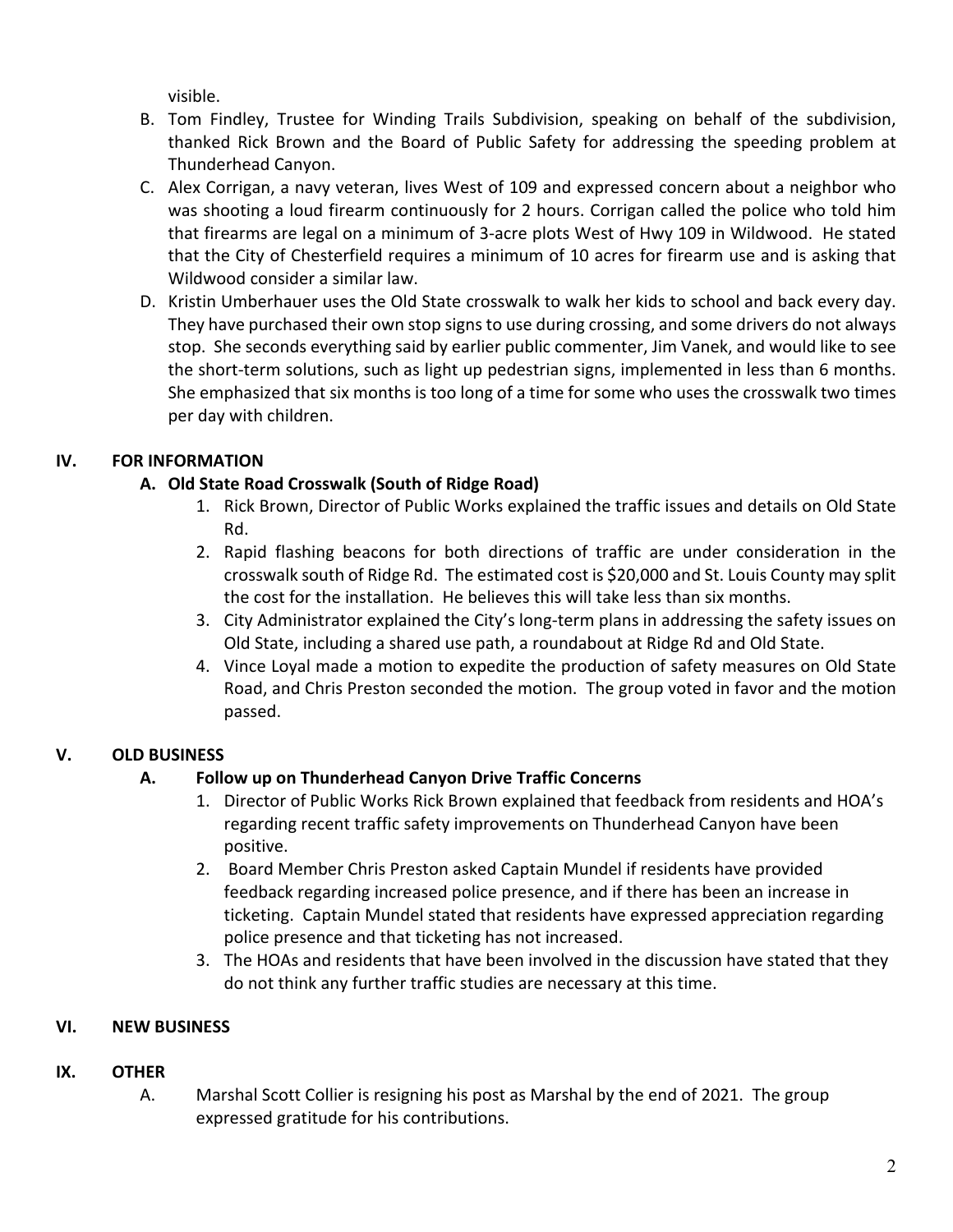visible.

B. Tom Findley, Trustee for Winding Trails Subdivision, speaking on behalf of the subdivision, thanked Rick Brown and the Board of Public Safety for addressing the speeding problem at Thunderhead Canyon.

C. Alex Corrigan, a navy veteran, lives West of 109 and expressed concern about a neighbor who was shooting a loud firearm continuously for 2 hours. Corrigan called the police who told him that firearms are legal on a minimum of 3-acre plots West of Hwy 109 in Wildwood. He stated that the City of Chesterfield requires a minimum of 10 acres for firearm use and is asking that Wildwood consider a similar law.

D. Kristin Umberhauer uses the Old State crosswalk to walk her kids to school and back every day. They have purchased their own stop signs to use during crossing, and some drivers do not always stop. She seconds everything said by earlier public commenter, Jim Vanek, and would like to see the short-term solutions, such as light up pedestrian signs, implemented in less than 6 months. She emphasized that six months is too long of a time for some who uses the crosswalk two times per day with children.

## IV. FOR INFORMATION

### A. Old State Road Crosswalk (South of Ridge Road)

1. Rick Brown, Director of Public Works explained the traffic issues and details on Old State Rd.
2. Rapid flashing beacons for both directions of traffic are under consideration in the crosswalk south of Ridge Rd. The estimated cost is $20,000 and St. Louis County may split the cost for the installation. He believes this will take less than six months.
3. City Administrator explained the City's long-term plans in addressing the safety issues on Old State, including a shared use path, a roundabout at Ridge Rd and Old State.
4. Vince Loyal made a motion to expedite the production of safety measures on Old State Road, and Chris Preston seconded the motion. The group voted in favor and the motion passed.

## V. OLD BUSINESS

### A. Follow up on Thunderhead Canyon Drive Traffic Concerns

1. Director of Public Works Rick Brown explained that feedback from residents and HOA's regarding recent traffic safety improvements on Thunderhead Canyon have been positive.
2. Board Member Chris Preston asked Captain Mundel if residents have provided feedback regarding increased police presence, and if there has been an increase in ticketing. Captain Mundel stated that residents have expressed appreciation regarding police presence and that ticketing has not increased.
3. The HOAs and residents that have been involved in the discussion have stated that they do not think any further traffic studies are necessary at this time.

## VI. NEW BUSINESS

## IX. OTHER

A. Marshal Scott Collier is resigning his post as Marshal by the end of 2021. The group expressed gratitude for his contributions.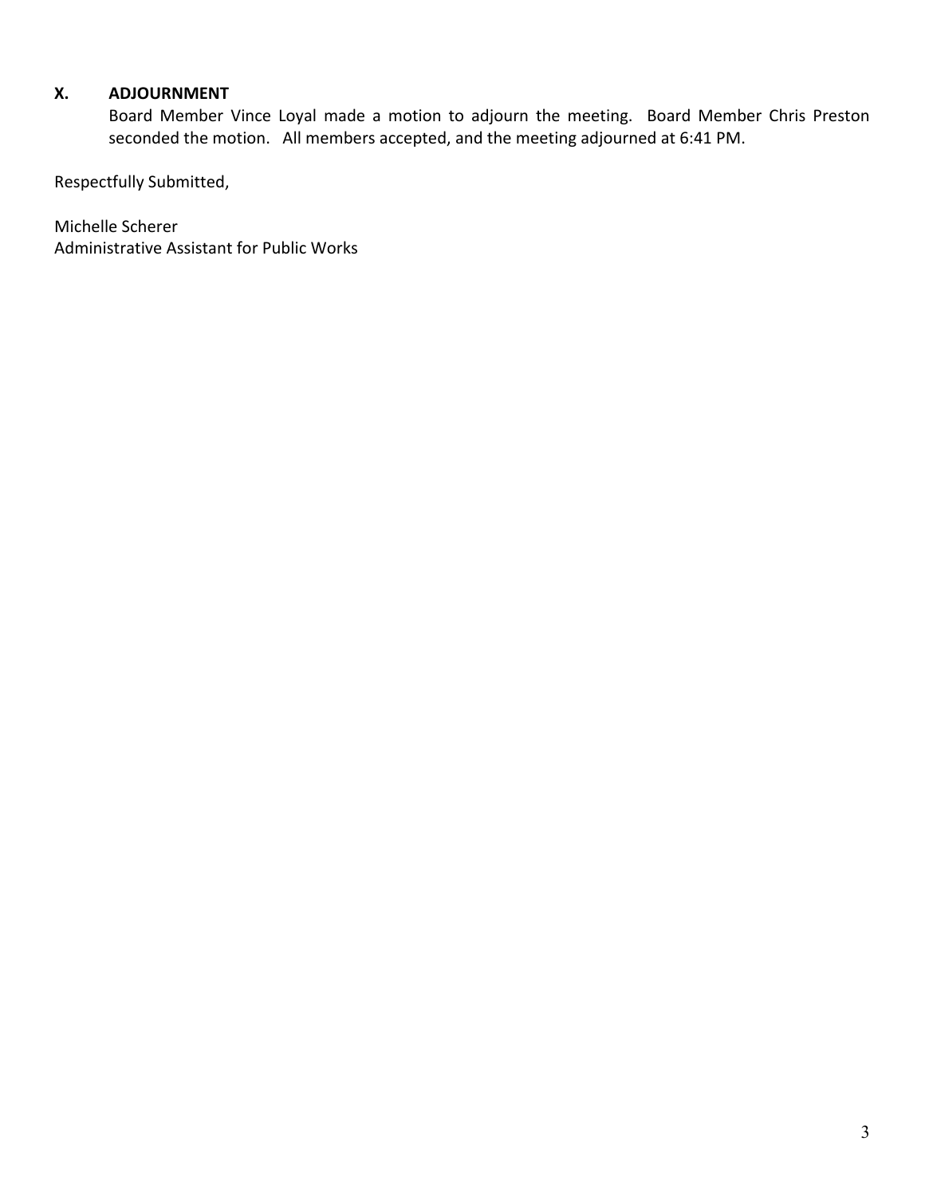## X. ADJOURNMENT

Board Member Vince Loyal made a motion to adjourn the meeting. Board Member Chris Preston seconded the motion. All members accepted, and the meeting adjourned at 6:41 PM.

Respectfully Submitted,

Michelle Scherer
Administrative Assistant for Public Works